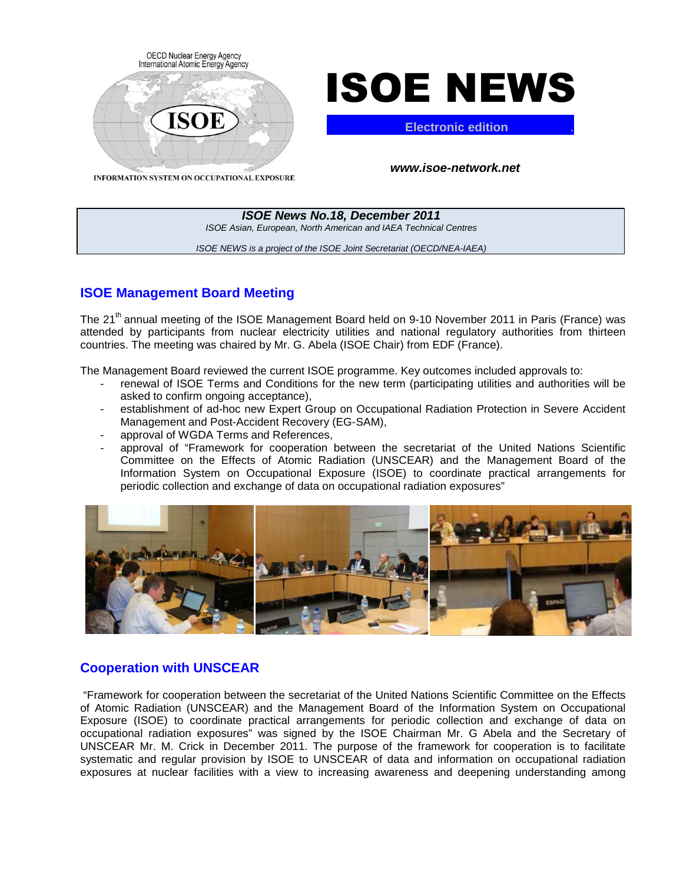OECD Nuclear Energy Agency
International Atomic Energy Agency

ISOE

INFORMATION SYSTEM ON OCCUPATIONAL EXPOSURE

# ISOE NEWS

**Electronic edition**

***www.isoe-network.net***

***ISOE News No.18, December 2011***

*ISOE Asian, European, North American and IAEA Technical Centres*

*ISOE NEWS is a project of the ISOE Joint Secretariat (OECD/NEA-IAEA)*

## ISOE Management Board Meeting

The 21th annual meeting of the ISOE Management Board held on 9-10 November 2011 in Paris (France) was attended by participants from nuclear electricity utilities and national regulatory authorities from thirteen countries. The meeting was chaired by Mr. G. Abela (ISOE Chair) from EDF (France).

The Management Board reviewed the current ISOE programme. Key outcomes included approvals to:

- renewal of ISOE Terms and Conditions for the new term (participating utilities and authorities will be asked to confirm ongoing acceptance),
- establishment of ad-hoc new Expert Group on Occupational Radiation Protection in Severe Accident Management and Post-Accident Recovery (EG-SAM),
- approval of WGDA Terms and References,
- approval of "Framework for cooperation between the secretariat of the United Nations Scientific Committee on the Effects of Atomic Radiation (UNSCEAR) and the Management Board of the Information System on Occupational Exposure (ISOE) to coordinate practical arrangements for periodic collection and exchange of data on occupational radiation exposures"

## Cooperation with UNSCEAR

"Framework for cooperation between the secretariat of the United Nations Scientific Committee on the Effects of Atomic Radiation (UNSCEAR) and the Management Board of the Information System on Occupational Exposure (ISOE) to coordinate practical arrangements for periodic collection and exchange of data on occupational radiation exposures" was signed by the ISOE Chairman Mr. G Abela and the Secretary of UNSCEAR Mr. M. Crick in December 2011. The purpose of the framework for cooperation is to facilitate systematic and regular provision by ISOE to UNSCEAR of data and information on occupational radiation exposures at nuclear facilities with a view to increasing awareness and deepening understanding among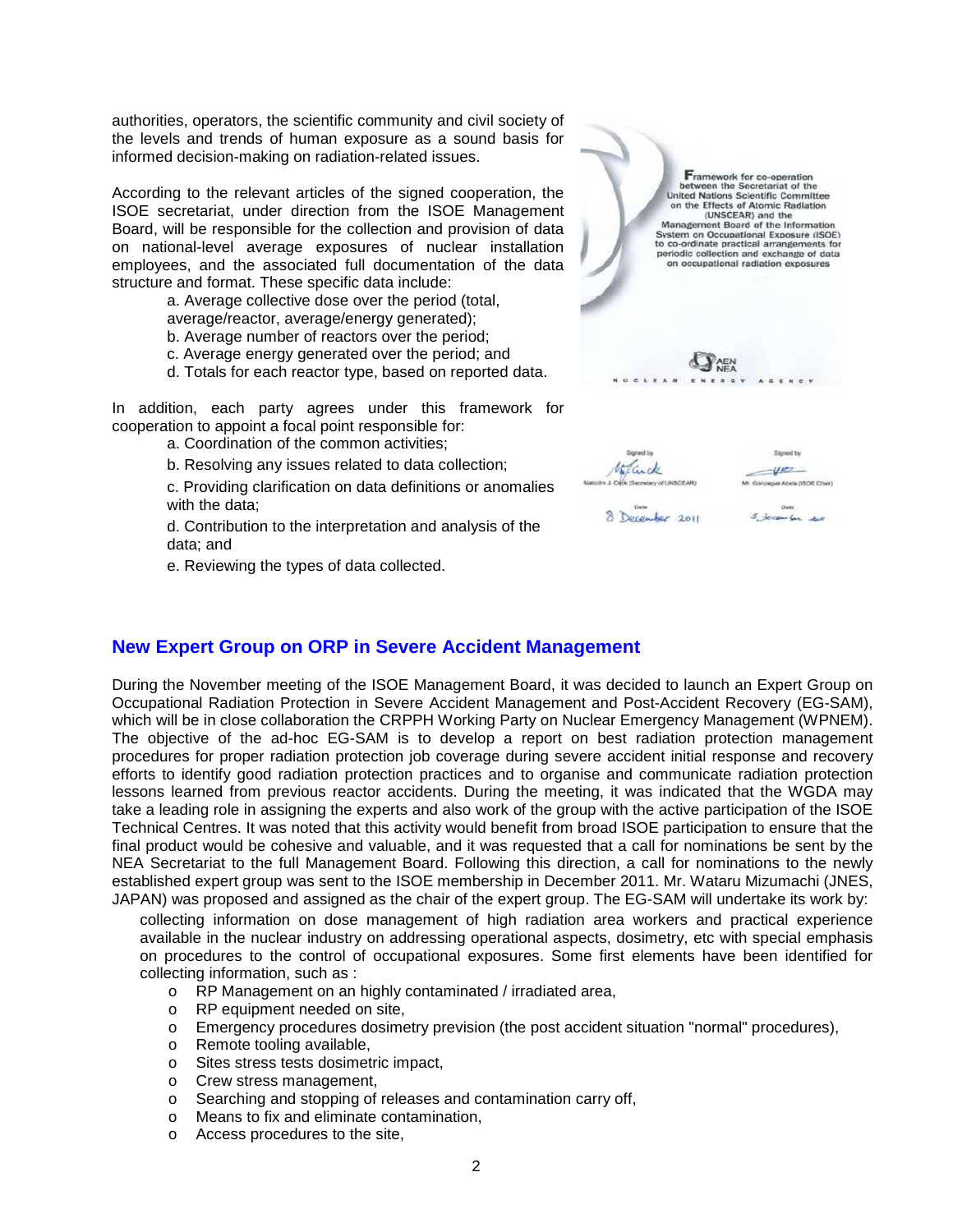authorities, operators, the scientific community and civil society of the levels and trends of human exposure as a sound basis for informed decision-making on radiation-related issues.

According to the relevant articles of the signed cooperation, the ISOE secretariat, under direction from the ISOE Management Board, will be responsible for the collection and provision of data on national-level average exposures of nuclear installation employees, and the associated full documentation of the data structure and format. These specific data include:

a. Average collective dose over the period (total, average/reactor, average/energy generated);
b. Average number of reactors over the period;
c. Average energy generated over the period; and
d. Totals for each reactor type, based on reported data.

In addition, each party agrees under this framework for cooperation to appoint a focal point responsible for:

a. Coordination of the common activities;
b. Resolving any issues related to data collection;
c. Providing clarification on data definitions or anomalies with the data;
d. Contribution to the interpretation and analysis of the data; and
e. Reviewing the types of data collected.

Framework for co-operation between the Secretariat of the United Nations Scientific Committee on the Effects of Atomic Radiation (UNSCEAR) and the Management Board of the Information System on Occupational Exposure (ISOE) to co-ordinate practical arrangements for periodic collection and exchange of data on occupational radiation exposures

AEN NEA
NUCLEAR ENERGY AGENCY

| Signed by | Signed by |
|---|---|
| Malcolm J. Crick (Secretary of UNSCEAR) | Mr. Gonzague Abela (ISOE Chair) |
| Date: 8 December 2011 | Date: 5 December 2011 |

## New Expert Group on ORP in Severe Accident Management

During the November meeting of the ISOE Management Board, it was decided to launch an Expert Group on Occupational Radiation Protection in Severe Accident Management and Post-Accident Recovery (EG-SAM), which will be in close collaboration the CRPPH Working Party on Nuclear Emergency Management (WPNEM). The objective of the ad-hoc EG-SAM is to develop a report on best radiation protection management procedures for proper radiation protection job coverage during severe accident initial response and recovery efforts to identify good radiation protection practices and to organise and communicate radiation protection lessons learned from previous reactor accidents. During the meeting, it was indicated that the WGDA may take a leading role in assigning the experts and also work of the group with the active participation of the ISOE Technical Centres. It was noted that this activity would benefit from broad ISOE participation to ensure that the final product would be cohesive and valuable, and it was requested that a call for nominations be sent by the NEA Secretariat to the full Management Board. Following this direction, a call for nominations to the newly established expert group was sent to the ISOE membership in December 2011. Mr. Wataru Mizumachi (JNES, JAPAN) was proposed and assigned as the chair of the expert group. The EG-SAM will undertake its work by:

collecting information on dose management of high radiation area workers and practical experience available in the nuclear industry on addressing operational aspects, dosimetry, etc with special emphasis on procedures to the control of occupational exposures. Some first elements have been identified for collecting information, such as :

- RP Management on an highly contaminated / irradiated area,
- RP equipment needed on site,
- Emergency procedures dosimetry prevision (the post accident situation "normal" procedures),
- Remote tooling available,
- Sites stress tests dosimetric impact,
- Crew stress management,
- Searching and stopping of releases and contamination carry off,
- Means to fix and eliminate contamination,
- Access procedures to the site,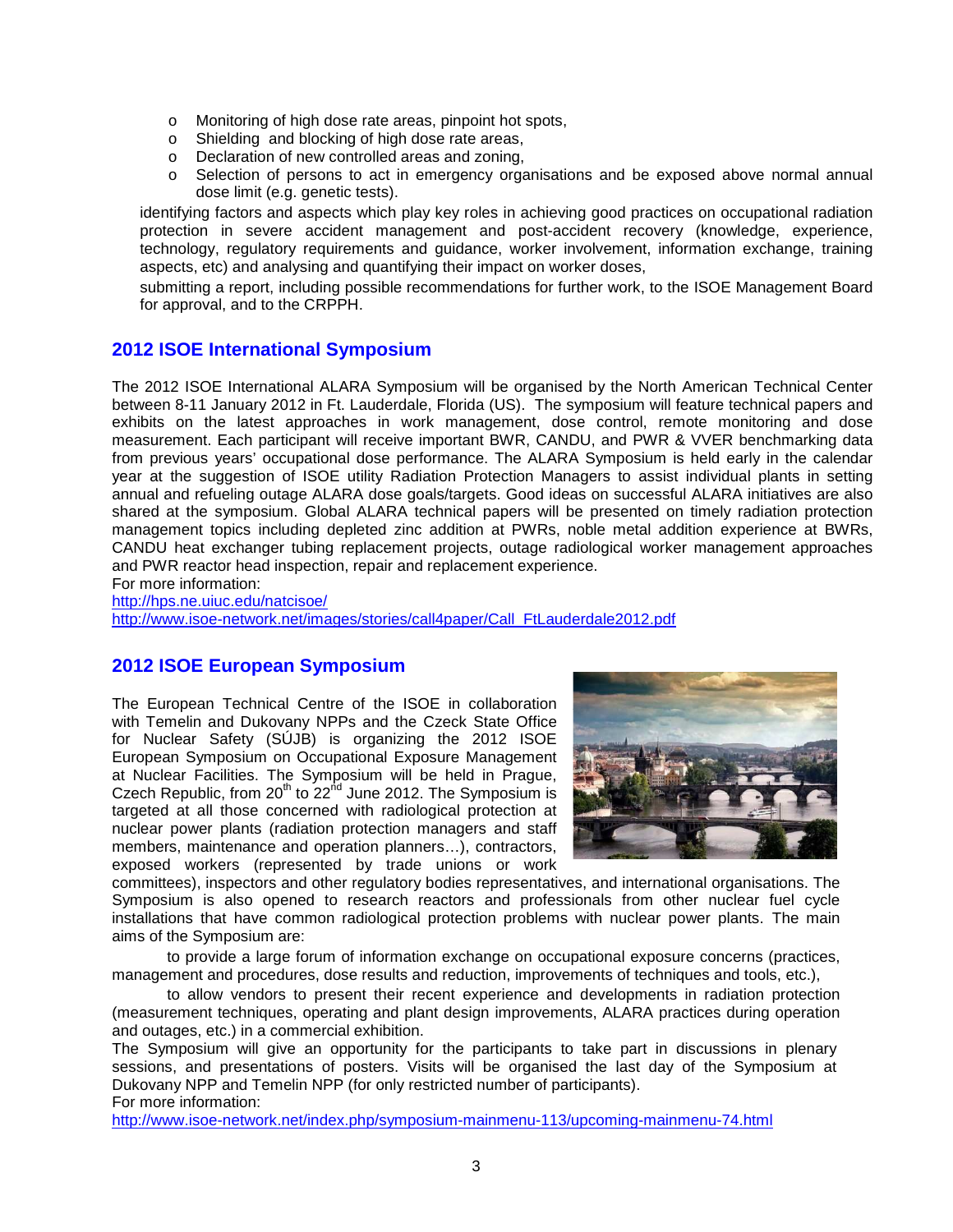- Monitoring of high dose rate areas, pinpoint hot spots,
- Shielding and blocking of high dose rate areas,
- Declaration of new controlled areas and zoning,
- Selection of persons to act in emergency organisations and be exposed above normal annual dose limit (e.g. genetic tests).

identifying factors and aspects which play key roles in achieving good practices on occupational radiation protection in severe accident management and post-accident recovery (knowledge, experience, technology, regulatory requirements and guidance, worker involvement, information exchange, training aspects, etc) and analysing and quantifying their impact on worker doses,

submitting a report, including possible recommendations for further work, to the ISOE Management Board for approval, and to the CRPPH.

## 2012 ISOE International Symposium

The 2012 ISOE International ALARA Symposium will be organised by the North American Technical Center between 8-11 January 2012 in Ft. Lauderdale, Florida (US). The symposium will feature technical papers and exhibits on the latest approaches in work management, dose control, remote monitoring and dose measurement. Each participant will receive important BWR, CANDU, and PWR & VVER benchmarking data from previous years' occupational dose performance. The ALARA Symposium is held early in the calendar year at the suggestion of ISOE utility Radiation Protection Managers to assist individual plants in setting annual and refueling outage ALARA dose goals/targets. Good ideas on successful ALARA initiatives are also shared at the symposium. Global ALARA technical papers will be presented on timely radiation protection management topics including depleted zinc addition at PWRs, noble metal addition experience at BWRs, CANDU heat exchanger tubing replacement projects, outage radiological worker management approaches and PWR reactor head inspection, repair and replacement experience.
For more information:
http://hps.ne.uiuc.edu/natcisoe/
http://www.isoe-network.net/images/stories/call4paper/Call_FtLauderdale2012.pdf

## 2012 ISOE European Symposium

The European Technical Centre of the ISOE in collaboration with Temelin and Dukovany NPPs and the Czeck State Office for Nuclear Safety (SÚJB) is organizing the 2012 ISOE European Symposium on Occupational Exposure Management at Nuclear Facilities. The Symposium will be held in Prague, Czech Republic, from 20th to 22nd June 2012. The Symposium is targeted at all those concerned with radiological protection at nuclear power plants (radiation protection managers and staff members, maintenance and operation planners…), contractors, exposed workers (represented by trade unions or work committees), inspectors and other regulatory bodies representatives, and international organisations. The Symposium is also opened to research reactors and professionals from other nuclear fuel cycle installations that have common radiological protection problems with nuclear power plants. The main aims of the Symposium are:

to provide a large forum of information exchange on occupational exposure concerns (practices, management and procedures, dose results and reduction, improvements of techniques and tools, etc.),

to allow vendors to present their recent experience and developments in radiation protection (measurement techniques, operating and plant design improvements, ALARA practices during operation and outages, etc.) in a commercial exhibition.

The Symposium will give an opportunity for the participants to take part in discussions in plenary sessions, and presentations of posters. Visits will be organised the last day of the Symposium at Dukovany NPP and Temelin NPP (for only restricted number of participants).
For more information:
http://www.isoe-network.net/index.php/symposium-mainmenu-113/upcoming-mainmenu-74.html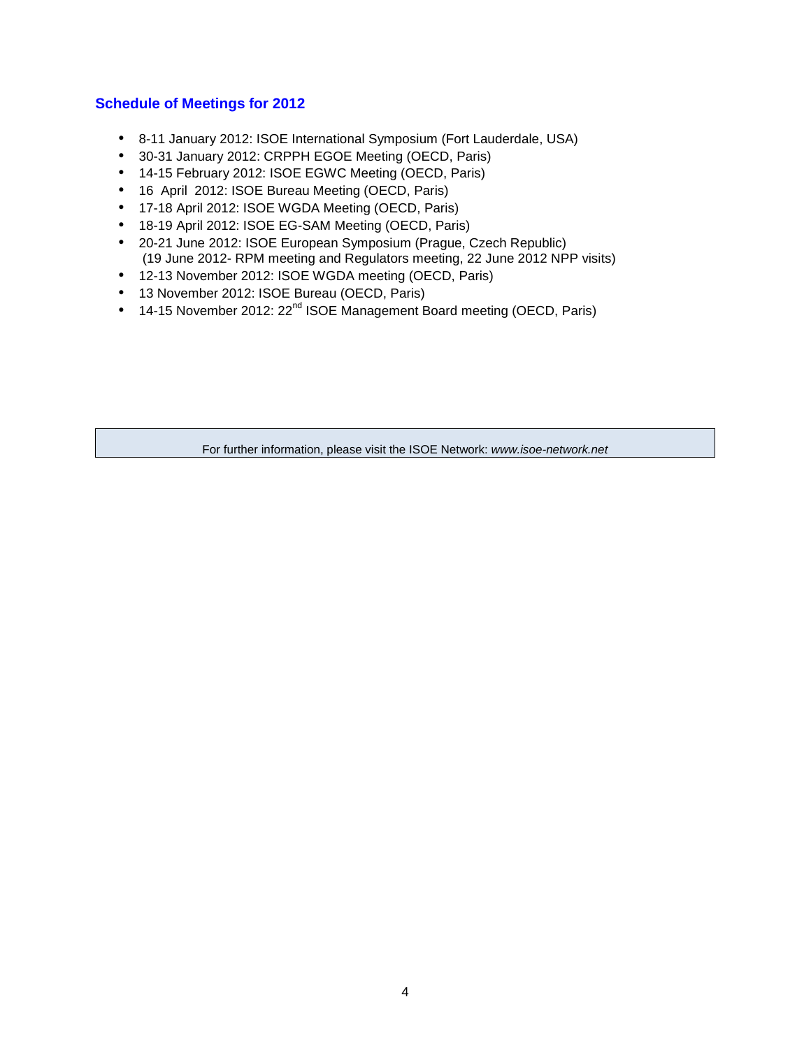### Schedule of Meetings for 2012

- 8-11 January 2012: ISOE International Symposium (Fort Lauderdale, USA)
- 30-31 January 2012: CRPPH EGOE Meeting (OECD, Paris)
- 14-15 February 2012: ISOE EGWC Meeting (OECD, Paris)
- 16 April 2012: ISOE Bureau Meeting (OECD, Paris)
- 17-18 April 2012: ISOE WGDA Meeting (OECD, Paris)
- 18-19 April 2012: ISOE EG-SAM Meeting (OECD, Paris)
- 20-21 June 2012: ISOE European Symposium (Prague, Czech Republic)
  (19 June 2012- RPM meeting and Regulators meeting, 22 June 2012 NPP visits)
- 12-13 November 2012: ISOE WGDA meeting (OECD, Paris)
- 13 November 2012: ISOE Bureau (OECD, Paris)
- 14-15 November 2012: 22nd ISOE Management Board meeting (OECD, Paris)

For further information, please visit the ISOE Network: *www.isoe-network.net*